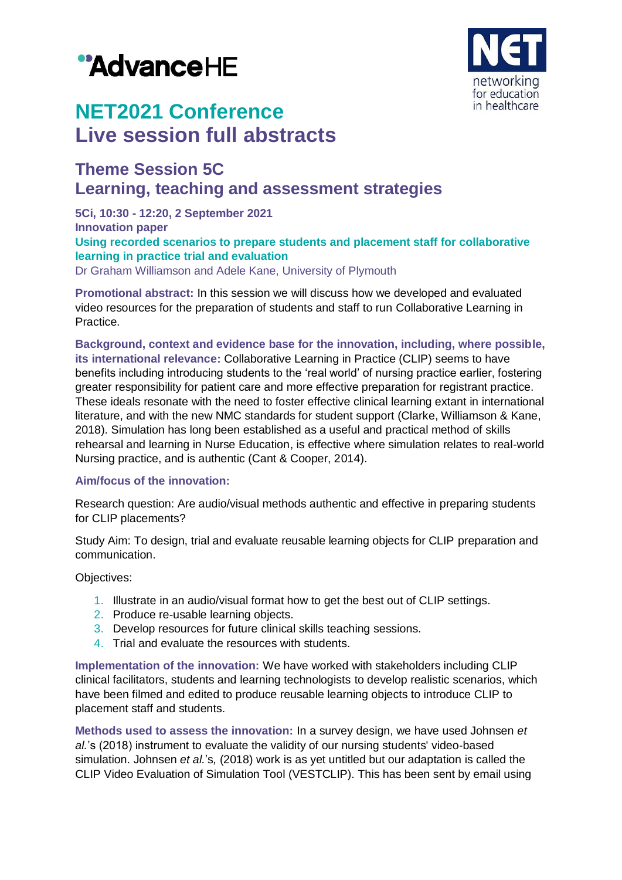# NET2021 Conference
# Live session full abstracts

## Theme Session 5C
## Learning, teaching and assessment strategies

**5Ci, 10:30 - 12:20, 2 September 2021**
**Innovation paper**
**Using recorded scenarios to prepare students and placement staff for collaborative learning in practice trial and evaluation**
Dr Graham Williamson and Adele Kane, University of Plymouth

**Promotional abstract:** In this session we will discuss how we developed and evaluated video resources for the preparation of students and staff to run Collaborative Learning in Practice.

**Background, context and evidence base for the innovation, including, where possible, its international relevance:** Collaborative Learning in Practice (CLIP) seems to have benefits including introducing students to the 'real world' of nursing practice earlier, fostering greater responsibility for patient care and more effective preparation for registrant practice. These ideals resonate with the need to foster effective clinical learning extant in international literature, and with the new NMC standards for student support (Clarke, Williamson & Kane, 2018). Simulation has long been established as a useful and practical method of skills rehearsal and learning in Nurse Education, is effective where simulation relates to real-world Nursing practice, and is authentic (Cant & Cooper, 2014).

**Aim/focus of the innovation:**

Research question: Are audio/visual methods authentic and effective in preparing students for CLIP placements?

Study Aim: To design, trial and evaluate reusable learning objects for CLIP preparation and communication.

Objectives:

1. Illustrate in an audio/visual format how to get the best out of CLIP settings.
2. Produce re-usable learning objects.
3. Develop resources for future clinical skills teaching sessions.
4. Trial and evaluate the resources with students.

**Implementation of the innovation:** We have worked with stakeholders including CLIP clinical facilitators, students and learning technologists to develop realistic scenarios, which have been filmed and edited to produce reusable learning objects to introduce CLIP to placement staff and students.

**Methods used to assess the innovation:** In a survey design, we have used Johnsen *et al.*'s (2018) instrument to evaluate the validity of our nursing students' video-based simulation. Johnsen *et al.*'s, (2018) work is as yet untitled but our adaptation is called the CLIP Video Evaluation of Simulation Tool (VESTCLIP). This has been sent by email using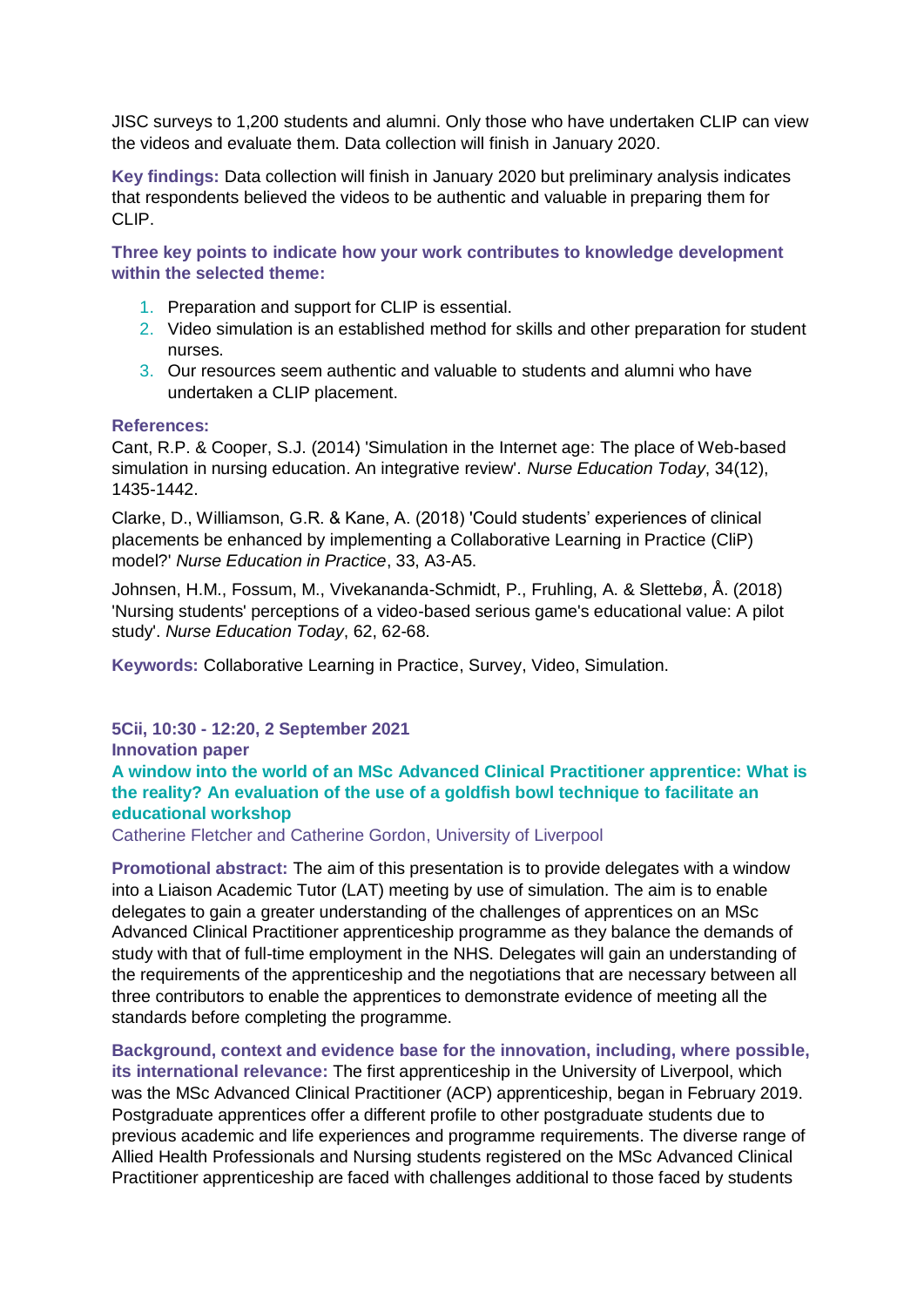JISC surveys to 1,200 students and alumni. Only those who have undertaken CLIP can view the videos and evaluate them. Data collection will finish in January 2020.

**Key findings:** Data collection will finish in January 2020 but preliminary analysis indicates that respondents believed the videos to be authentic and valuable in preparing them for CLIP.

**Three key points to indicate how your work contributes to knowledge development within the selected theme:**

1. Preparation and support for CLIP is essential.
2. Video simulation is an established method for skills and other preparation for student nurses.
3. Our resources seem authentic and valuable to students and alumni who have undertaken a CLIP placement.

**References:**

Cant, R.P. & Cooper, S.J. (2014) 'Simulation in the Internet age: The place of Web-based simulation in nursing education. An integrative review'. *Nurse Education Today*, 34(12), 1435-1442.

Clarke, D., Williamson, G.R. & Kane, A. (2018) 'Could students' experiences of clinical placements be enhanced by implementing a Collaborative Learning in Practice (CliP) model?' *Nurse Education in Practice*, 33, A3-A5.

Johnsen, H.M., Fossum, M., Vivekananda-Schmidt, P., Fruhling, A. & Slettebø, Å. (2018) 'Nursing students' perceptions of a video-based serious game's educational value: A pilot study'. *Nurse Education Today*, 62, 62-68.

**Keywords:** Collaborative Learning in Practice, Survey, Video, Simulation.

**5Cii, 10:30 - 12:20, 2 September 2021**

**Innovation paper**

## A window into the world of an MSc Advanced Clinical Practitioner apprentice: What is the reality? An evaluation of the use of a goldfish bowl technique to facilitate an educational workshop

Catherine Fletcher and Catherine Gordon, University of Liverpool

**Promotional abstract:** The aim of this presentation is to provide delegates with a window into a Liaison Academic Tutor (LAT) meeting by use of simulation. The aim is to enable delegates to gain a greater understanding of the challenges of apprentices on an MSc Advanced Clinical Practitioner apprenticeship programme as they balance the demands of study with that of full-time employment in the NHS. Delegates will gain an understanding of the requirements of the apprenticeship and the negotiations that are necessary between all three contributors to enable the apprentices to demonstrate evidence of meeting all the standards before completing the programme.

**Background, context and evidence base for the innovation, including, where possible, its international relevance:** The first apprenticeship in the University of Liverpool, which was the MSc Advanced Clinical Practitioner (ACP) apprenticeship, began in February 2019. Postgraduate apprentices offer a different profile to other postgraduate students due to previous academic and life experiences and programme requirements. The diverse range of Allied Health Professionals and Nursing students registered on the MSc Advanced Clinical Practitioner apprenticeship are faced with challenges additional to those faced by students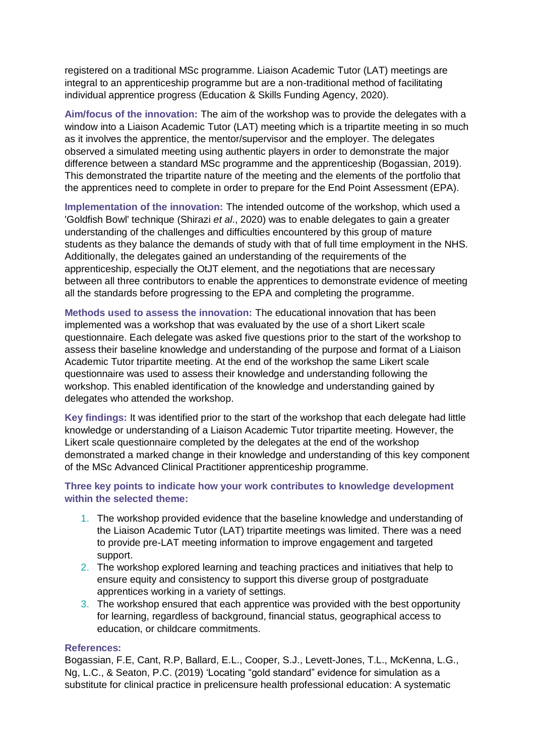registered on a traditional MSc programme. Liaison Academic Tutor (LAT) meetings are integral to an apprenticeship programme but are a non-traditional method of facilitating individual apprentice progress (Education & Skills Funding Agency, 2020).

**Aim/focus of the innovation:** The aim of the workshop was to provide the delegates with a window into a Liaison Academic Tutor (LAT) meeting which is a tripartite meeting in so much as it involves the apprentice, the mentor/supervisor and the employer. The delegates observed a simulated meeting using authentic players in order to demonstrate the major difference between a standard MSc programme and the apprenticeship (Bogassian, 2019). This demonstrated the tripartite nature of the meeting and the elements of the portfolio that the apprentices need to complete in order to prepare for the End Point Assessment (EPA).

**Implementation of the innovation:** The intended outcome of the workshop, which used a 'Goldfish Bowl' technique (Shirazi *et al*., 2020) was to enable delegates to gain a greater understanding of the challenges and difficulties encountered by this group of mature students as they balance the demands of study with that of full time employment in the NHS. Additionally, the delegates gained an understanding of the requirements of the apprenticeship, especially the OtJT element, and the negotiations that are necessary between all three contributors to enable the apprentices to demonstrate evidence of meeting all the standards before progressing to the EPA and completing the programme.

**Methods used to assess the innovation:** The educational innovation that has been implemented was a workshop that was evaluated by the use of a short Likert scale questionnaire. Each delegate was asked five questions prior to the start of the workshop to assess their baseline knowledge and understanding of the purpose and format of a Liaison Academic Tutor tripartite meeting. At the end of the workshop the same Likert scale questionnaire was used to assess their knowledge and understanding following the workshop. This enabled identification of the knowledge and understanding gained by delegates who attended the workshop.

**Key findings:** It was identified prior to the start of the workshop that each delegate had little knowledge or understanding of a Liaison Academic Tutor tripartite meeting. However, the Likert scale questionnaire completed by the delegates at the end of the workshop demonstrated a marked change in their knowledge and understanding of this key component of the MSc Advanced Clinical Practitioner apprenticeship programme.

**Three key points to indicate how your work contributes to knowledge development within the selected theme:**

1. The workshop provided evidence that the baseline knowledge and understanding of the Liaison Academic Tutor (LAT) tripartite meetings was limited. There was a need to provide pre-LAT meeting information to improve engagement and targeted support.
2. The workshop explored learning and teaching practices and initiatives that help to ensure equity and consistency to support this diverse group of postgraduate apprentices working in a variety of settings.
3. The workshop ensured that each apprentice was provided with the best opportunity for learning, regardless of background, financial status, geographical access to education, or childcare commitments.

**References:**

Bogassian, F.E, Cant, R.P, Ballard, E.L., Cooper, S.J., Levett-Jones, T.L., McKenna, L.G., Ng, L.C., & Seaton, P.C. (2019) 'Locating "gold standard" evidence for simulation as a substitute for clinical practice in prelicensure health professional education: A systematic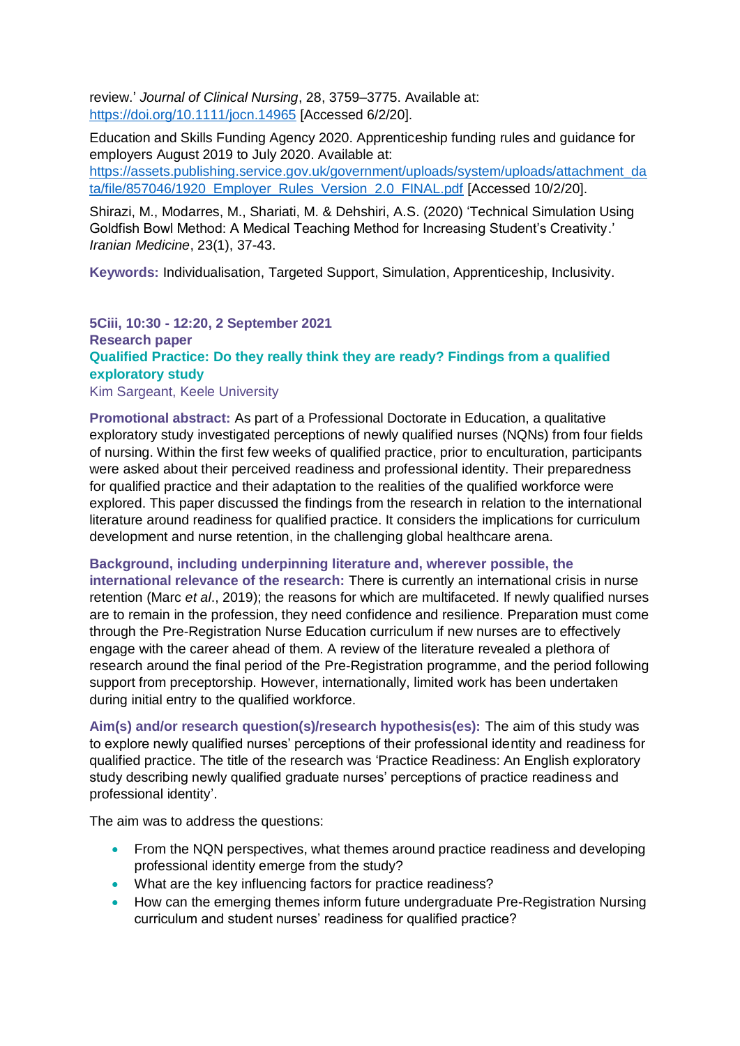review.' *Journal of Clinical Nursing*, 28, 3759–3775. Available at: https://doi.org/10.1111/jocn.14965 [Accessed 6/2/20].

Education and Skills Funding Agency 2020. Apprenticeship funding rules and guidance for employers August 2019 to July 2020. Available at: https://assets.publishing.service.gov.uk/government/uploads/system/uploads/attachment_data/file/857046/1920_Employer_Rules_Version_2.0_FINAL.pdf [Accessed 10/2/20].

Shirazi, M., Modarres, M., Shariati, M. & Dehshiri, A.S. (2020) 'Technical Simulation Using Goldfish Bowl Method: A Medical Teaching Method for Increasing Student's Creativity.' *Iranian Medicine*, 23(1), 37-43.

**Keywords:** Individualisation, Targeted Support, Simulation, Apprenticeship, Inclusivity.

**5Ciii, 10:30 - 12:20, 2 September 2021**
**Research paper**

## Qualified Practice: Do they really think they are ready? Findings from a qualified exploratory study

Kim Sargeant, Keele University

**Promotional abstract:** As part of a Professional Doctorate in Education, a qualitative exploratory study investigated perceptions of newly qualified nurses (NQNs) from four fields of nursing. Within the first few weeks of qualified practice, prior to enculturation, participants were asked about their perceived readiness and professional identity. Their preparedness for qualified practice and their adaptation to the realities of the qualified workforce were explored. This paper discussed the findings from the research in relation to the international literature around readiness for qualified practice. It considers the implications for curriculum development and nurse retention, in the challenging global healthcare arena.

**Background, including underpinning literature and, wherever possible, the international relevance of the research:** There is currently an international crisis in nurse retention (Marc *et al*., 2019); the reasons for which are multifaceted. If newly qualified nurses are to remain in the profession, they need confidence and resilience. Preparation must come through the Pre-Registration Nurse Education curriculum if new nurses are to effectively engage with the career ahead of them. A review of the literature revealed a plethora of research around the final period of the Pre-Registration programme, and the period following support from preceptorship. However, internationally, limited work has been undertaken during initial entry to the qualified workforce.

**Aim(s) and/or research question(s)/research hypothesis(es):** The aim of this study was to explore newly qualified nurses' perceptions of their professional identity and readiness for qualified practice. The title of the research was 'Practice Readiness: An English exploratory study describing newly qualified graduate nurses' perceptions of practice readiness and professional identity'.

The aim was to address the questions:

- From the NQN perspectives, what themes around practice readiness and developing professional identity emerge from the study?
- What are the key influencing factors for practice readiness?
- How can the emerging themes inform future undergraduate Pre-Registration Nursing curriculum and student nurses' readiness for qualified practice?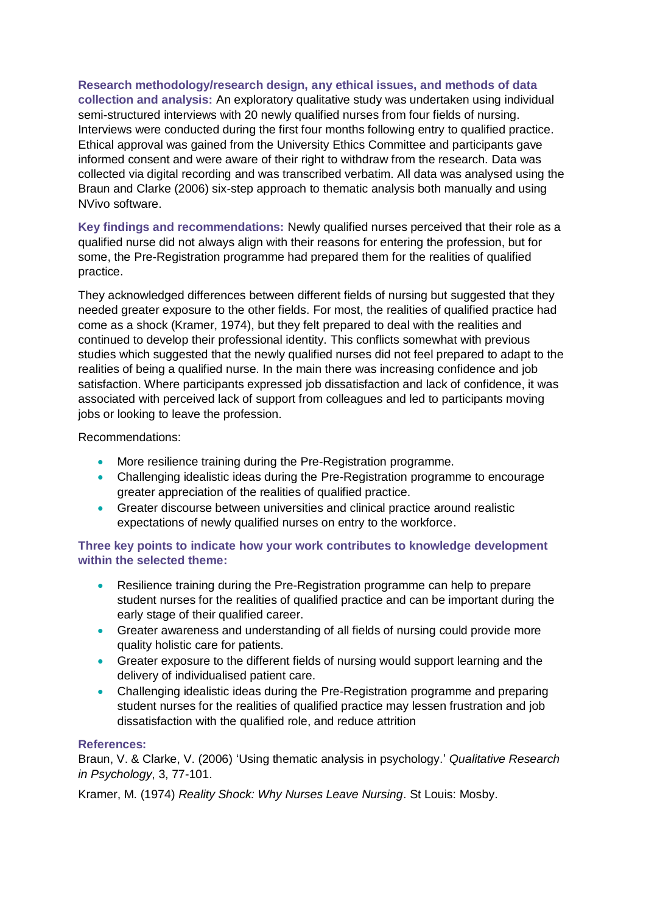**Research methodology/research design, any ethical issues, and methods of data collection and analysis:** An exploratory qualitative study was undertaken using individual semi-structured interviews with 20 newly qualified nurses from four fields of nursing. Interviews were conducted during the first four months following entry to qualified practice. Ethical approval was gained from the University Ethics Committee and participants gave informed consent and were aware of their right to withdraw from the research. Data was collected via digital recording and was transcribed verbatim. All data was analysed using the Braun and Clarke (2006) six-step approach to thematic analysis both manually and using NVivo software.

**Key findings and recommendations:** Newly qualified nurses perceived that their role as a qualified nurse did not always align with their reasons for entering the profession, but for some, the Pre-Registration programme had prepared them for the realities of qualified practice.

They acknowledged differences between different fields of nursing but suggested that they needed greater exposure to the other fields. For most, the realities of qualified practice had come as a shock (Kramer, 1974), but they felt prepared to deal with the realities and continued to develop their professional identity. This conflicts somewhat with previous studies which suggested that the newly qualified nurses did not feel prepared to adapt to the realities of being a qualified nurse. In the main there was increasing confidence and job satisfaction. Where participants expressed job dissatisfaction and lack of confidence, it was associated with perceived lack of support from colleagues and led to participants moving jobs or looking to leave the profession.

Recommendations:

- More resilience training during the Pre-Registration programme.
- Challenging idealistic ideas during the Pre-Registration programme to encourage greater appreciation of the realities of qualified practice.
- Greater discourse between universities and clinical practice around realistic expectations of newly qualified nurses on entry to the workforce.

**Three key points to indicate how your work contributes to knowledge development within the selected theme:**

- Resilience training during the Pre-Registration programme can help to prepare student nurses for the realities of qualified practice and can be important during the early stage of their qualified career.
- Greater awareness and understanding of all fields of nursing could provide more quality holistic care for patients.
- Greater exposure to the different fields of nursing would support learning and the delivery of individualised patient care.
- Challenging idealistic ideas during the Pre-Registration programme and preparing student nurses for the realities of qualified practice may lessen frustration and job dissatisfaction with the qualified role, and reduce attrition

**References:**

Braun, V. & Clarke, V. (2006) 'Using thematic analysis in psychology.' *Qualitative Research in Psychology*, 3, 77-101.

Kramer, M. (1974) *Reality Shock: Why Nurses Leave Nursing*. St Louis: Mosby.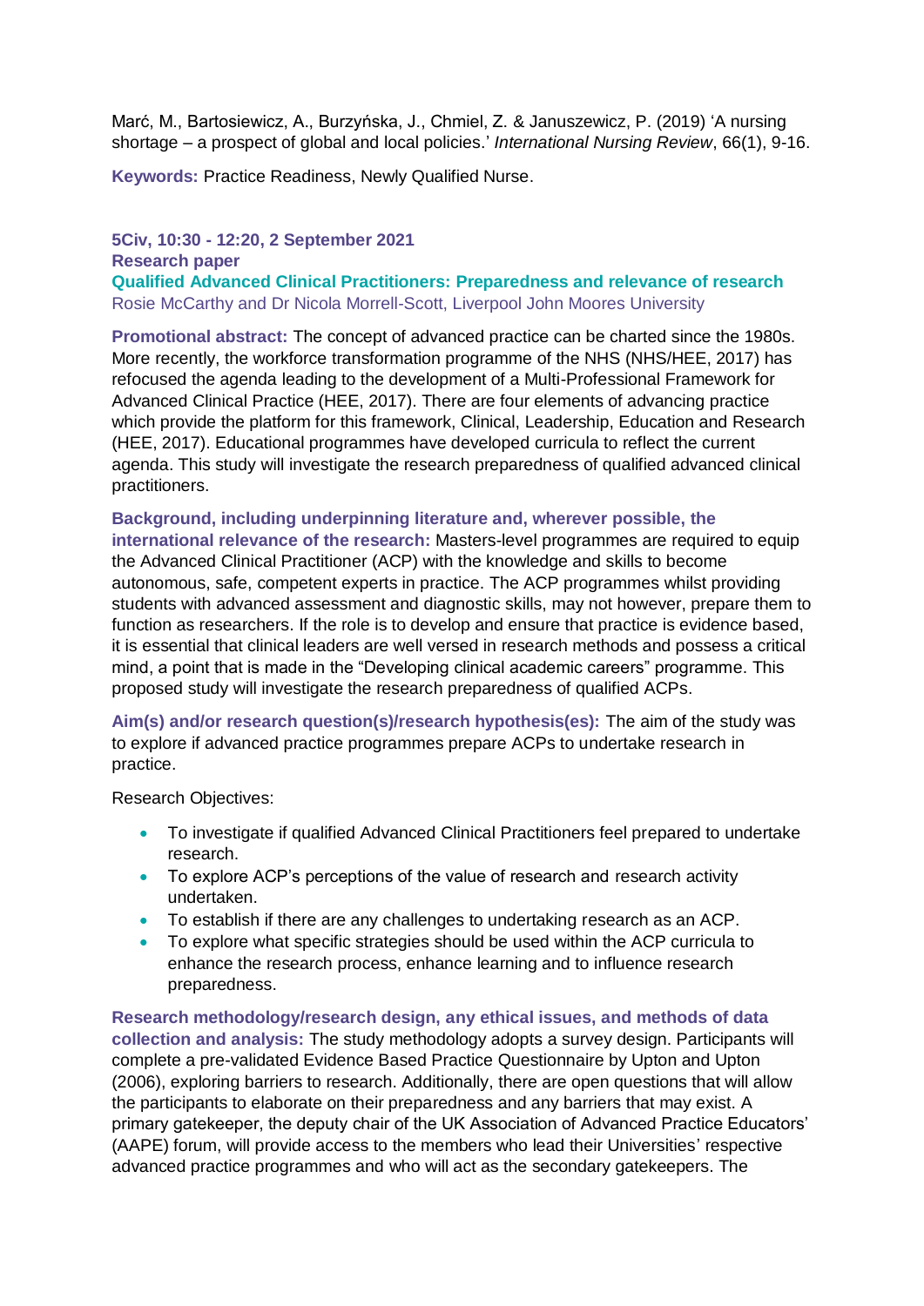Marć, M., Bartosiewicz, A., Burzyńska, J., Chmiel, Z. & Januszewicz, P. (2019) 'A nursing shortage – a prospect of global and local policies.' *International Nursing Review*, 66(1), 9-16.

**Keywords:** Practice Readiness, Newly Qualified Nurse.

**5Civ, 10:30 - 12:20, 2 September 2021**
**Research paper**

### Qualified Advanced Clinical Practitioners: Preparedness and relevance of research

Rosie McCarthy and Dr Nicola Morrell-Scott, Liverpool John Moores University

**Promotional abstract:** The concept of advanced practice can be charted since the 1980s. More recently, the workforce transformation programme of the NHS (NHS/HEE, 2017) has refocused the agenda leading to the development of a Multi-Professional Framework for Advanced Clinical Practice (HEE, 2017). There are four elements of advancing practice which provide the platform for this framework, Clinical, Leadership, Education and Research (HEE, 2017). Educational programmes have developed curricula to reflect the current agenda. This study will investigate the research preparedness of qualified advanced clinical practitioners.

**Background, including underpinning literature and, wherever possible, the international relevance of the research:** Masters-level programmes are required to equip the Advanced Clinical Practitioner (ACP) with the knowledge and skills to become autonomous, safe, competent experts in practice. The ACP programmes whilst providing students with advanced assessment and diagnostic skills, may not however, prepare them to function as researchers. If the role is to develop and ensure that practice is evidence based, it is essential that clinical leaders are well versed in research methods and possess a critical mind, a point that is made in the "Developing clinical academic careers" programme. This proposed study will investigate the research preparedness of qualified ACPs.

**Aim(s) and/or research question(s)/research hypothesis(es):** The aim of the study was to explore if advanced practice programmes prepare ACPs to undertake research in practice.

Research Objectives:

- To investigate if qualified Advanced Clinical Practitioners feel prepared to undertake research.
- To explore ACP's perceptions of the value of research and research activity undertaken.
- To establish if there are any challenges to undertaking research as an ACP.
- To explore what specific strategies should be used within the ACP curricula to enhance the research process, enhance learning and to influence research preparedness.

**Research methodology/research design, any ethical issues, and methods of data collection and analysis:** The study methodology adopts a survey design. Participants will complete a pre-validated Evidence Based Practice Questionnaire by Upton and Upton (2006), exploring barriers to research. Additionally, there are open questions that will allow the participants to elaborate on their preparedness and any barriers that may exist. A primary gatekeeper, the deputy chair of the UK Association of Advanced Practice Educators' (AAPE) forum, will provide access to the members who lead their Universities' respective advanced practice programmes and who will act as the secondary gatekeepers. The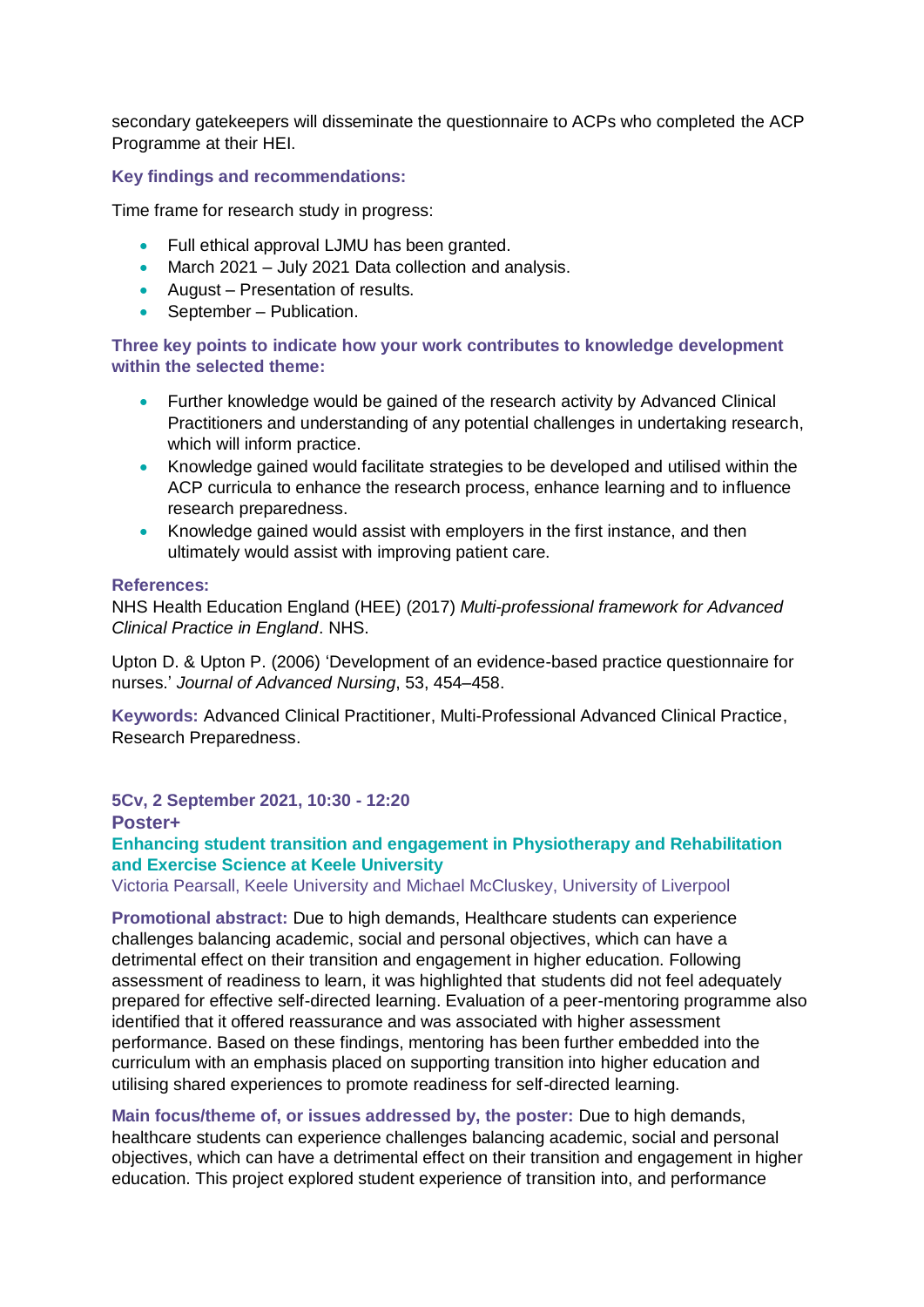secondary gatekeepers will disseminate the questionnaire to ACPs who completed the ACP Programme at their HEI.

**Key findings and recommendations:**

Time frame for research study in progress:

- Full ethical approval LJMU has been granted.
- March 2021 – July 2021 Data collection and analysis.
- August – Presentation of results.
- September – Publication.

**Three key points to indicate how your work contributes to knowledge development within the selected theme:**

- Further knowledge would be gained of the research activity by Advanced Clinical Practitioners and understanding of any potential challenges in undertaking research, which will inform practice.
- Knowledge gained would facilitate strategies to be developed and utilised within the ACP curricula to enhance the research process, enhance learning and to influence research preparedness.
- Knowledge gained would assist with employers in the first instance, and then ultimately would assist with improving patient care.

**References:**

NHS Health Education England (HEE) (2017) *Multi-professional framework for Advanced Clinical Practice in England*. NHS.

Upton D. & Upton P. (2006) 'Development of an evidence-based practice questionnaire for nurses.' *Journal of Advanced Nursing*, 53, 454–458.

**Keywords:** Advanced Clinical Practitioner, Multi-Professional Advanced Clinical Practice, Research Preparedness.

**5Cv, 2 September 2021, 10:30 - 12:20**

**Poster+**

## Enhancing student transition and engagement in Physiotherapy and Rehabilitation and Exercise Science at Keele University

Victoria Pearsall, Keele University and Michael McCluskey, University of Liverpool

**Promotional abstract:** Due to high demands, Healthcare students can experience challenges balancing academic, social and personal objectives, which can have a detrimental effect on their transition and engagement in higher education. Following assessment of readiness to learn, it was highlighted that students did not feel adequately prepared for effective self-directed learning. Evaluation of a peer-mentoring programme also identified that it offered reassurance and was associated with higher assessment performance. Based on these findings, mentoring has been further embedded into the curriculum with an emphasis placed on supporting transition into higher education and utilising shared experiences to promote readiness for self-directed learning.

**Main focus/theme of, or issues addressed by, the poster:** Due to high demands, healthcare students can experience challenges balancing academic, social and personal objectives, which can have a detrimental effect on their transition and engagement in higher education. This project explored student experience of transition into, and performance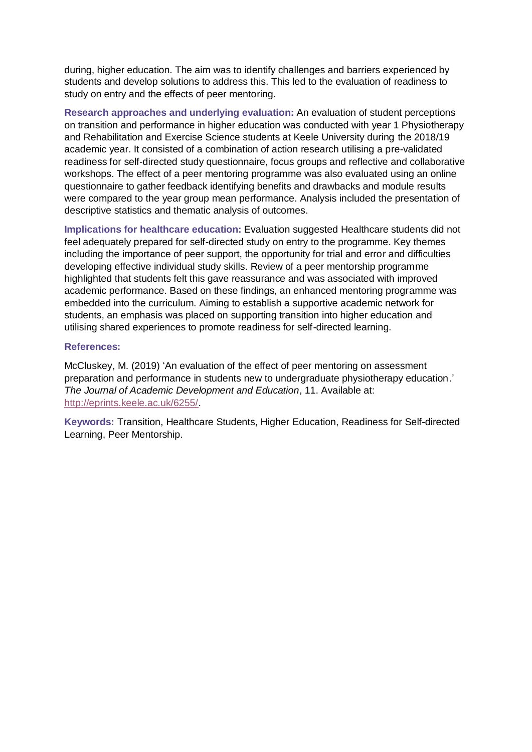during, higher education. The aim was to identify challenges and barriers experienced by students and develop solutions to address this. This led to the evaluation of readiness to study on entry and the effects of peer mentoring.

**Research approaches and underlying evaluation:** An evaluation of student perceptions on transition and performance in higher education was conducted with year 1 Physiotherapy and Rehabilitation and Exercise Science students at Keele University during the 2018/19 academic year. It consisted of a combination of action research utilising a pre-validated readiness for self-directed study questionnaire, focus groups and reflective and collaborative workshops. The effect of a peer mentoring programme was also evaluated using an online questionnaire to gather feedback identifying benefits and drawbacks and module results were compared to the year group mean performance. Analysis included the presentation of descriptive statistics and thematic analysis of outcomes.

**Implications for healthcare education:** Evaluation suggested Healthcare students did not feel adequately prepared for self-directed study on entry to the programme. Key themes including the importance of peer support, the opportunity for trial and error and difficulties developing effective individual study skills. Review of a peer mentorship programme highlighted that students felt this gave reassurance and was associated with improved academic performance. Based on these findings, an enhanced mentoring programme was embedded into the curriculum. Aiming to establish a supportive academic network for students, an emphasis was placed on supporting transition into higher education and utilising shared experiences to promote readiness for self-directed learning.

**References:**

McCluskey, M. (2019) 'An evaluation of the effect of peer mentoring on assessment preparation and performance in students new to undergraduate physiotherapy education.' *The Journal of Academic Development and Education*, 11. Available at: [http://eprints.keele.ac.uk/6255/](http://eprints.keele.ac.uk/6255/).

**Keywords:** Transition, Healthcare Students, Higher Education, Readiness for Self-directed Learning, Peer Mentorship.